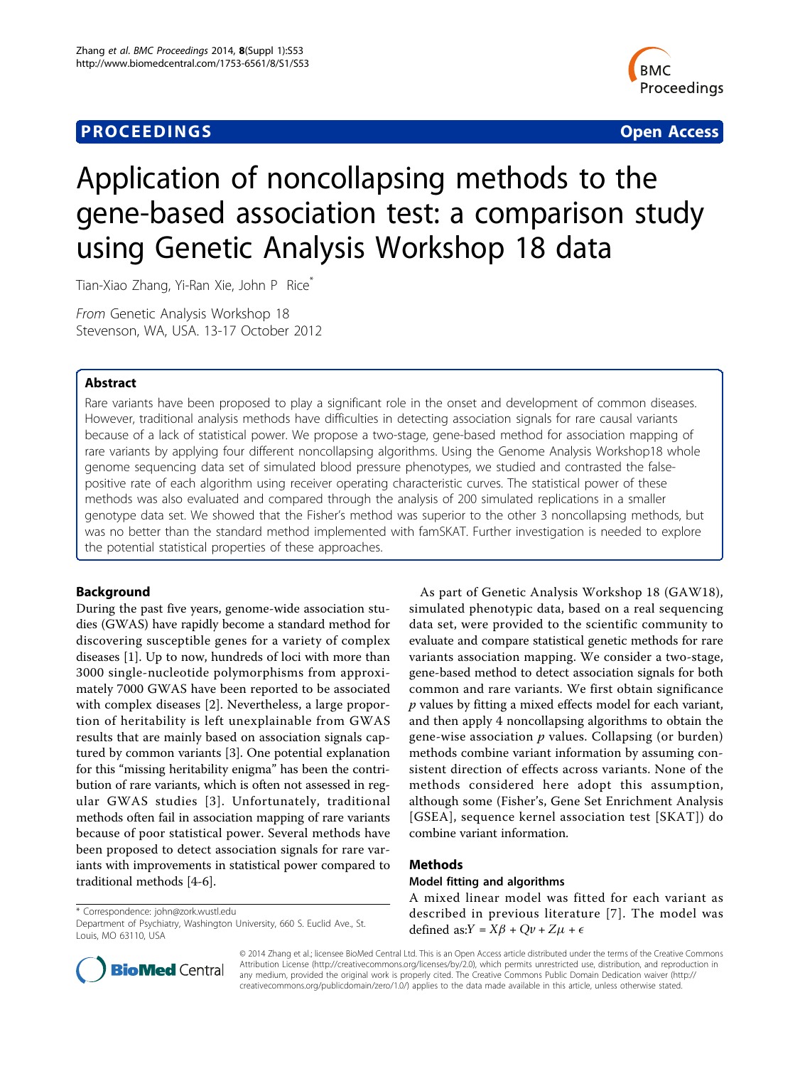**PROCEEDINGS** **Open Access**

# Application of noncollapsing methods to the gene-based association test: a comparison study using Genetic Analysis Workshop 18 data

Tian-Xiao Zhang, Yi-Ran Xie, John P Rice*

*From* Genetic Analysis Workshop 18
Stevenson, WA, USA. 13-17 October 2012

## Abstract

Rare variants have been proposed to play a significant role in the onset and development of common diseases. However, traditional analysis methods have difficulties in detecting association signals for rare causal variants because of a lack of statistical power. We propose a two-stage, gene-based method for association mapping of rare variants by applying four different noncollapsing algorithms. Using the Genome Analysis Workshop18 whole genome sequencing data set of simulated blood pressure phenotypes, we studied and contrasted the false-positive rate of each algorithm using receiver operating characteristic curves. The statistical power of these methods was also evaluated and compared through the analysis of 200 simulated replications in a smaller genotype data set. We showed that the Fisher's method was superior to the other 3 noncollapsing methods, but was no better than the standard method implemented with famSKAT. Further investigation is needed to explore the potential statistical properties of these approaches.

## Background

During the past five years, genome-wide association studies (GWAS) have rapidly become a standard method for discovering susceptible genes for a variety of complex diseases [1]. Up to now, hundreds of loci with more than 3000 single-nucleotide polymorphisms from approximately 7000 GWAS have been reported to be associated with complex diseases [2]. Nevertheless, a large proportion of heritability is left unexplainable from GWAS results that are mainly based on association signals captured by common variants [3]. One potential explanation for this "missing heritability enigma" has been the contribution of rare variants, which is often not assessed in regular GWAS studies [3]. Unfortunately, traditional methods often fail in association mapping of rare variants because of poor statistical power. Several methods have been proposed to detect association signals for rare variants with improvements in statistical power compared to traditional methods [4-6].

As part of Genetic Analysis Workshop 18 (GAW18), simulated phenotypic data, based on a real sequencing data set, were provided to the scientific community to evaluate and compare statistical genetic methods for rare variants association mapping. We consider a two-stage, gene-based method to detect association signals for both common and rare variants. We first obtain significance $p$ values by fitting a mixed effects model for each variant, and then apply 4 noncollapsing algorithms to obtain the gene-wise association $p$ values. Collapsing (or burden) methods combine variant information by assuming consistent direction of effects across variants. None of the methods considered here adopt this assumption, although some (Fisher's, Gene Set Enrichment Analysis [GSEA], sequence kernel association test [SKAT]) do combine variant information.

## Methods

### Model fitting and algorithms

A mixed linear model was fitted for each variant as described in previous literature [7]. The model was defined as: $Y = X\beta + Qv + Z\mu + \epsilon$

* Correspondence: john@zork.wustl.edu
Department of Psychiatry, Washington University, 660 S. Euclid Ave., St. Louis, MO 63110, USA

© 2014 Zhang et al.; licensee BioMed Central Ltd. This is an Open Access article distributed under the terms of the Creative Commons Attribution License (http://creativecommons.org/licenses/by/2.0), which permits unrestricted use, distribution, and reproduction in any medium, provided the original work is properly cited. The Creative Commons Public Domain Dedication waiver (http://creativecommons.org/publicdomain/zero/1.0/) applies to the data made available in this article, unless otherwise stated.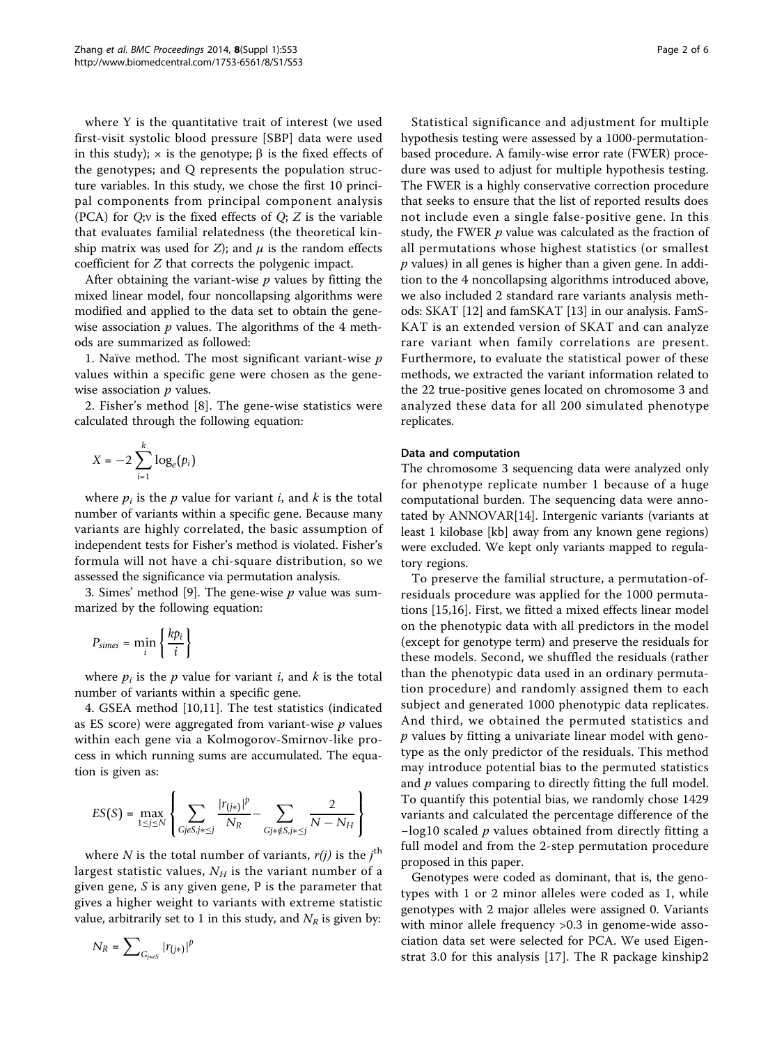where Y is the quantitative trait of interest (we used first-visit systolic blood pressure [SBP] data were used in this study); $\times$ is the genotype; $\beta$ is the fixed effects of the genotypes; and Q represents the population structure variables. In this study, we chose the first 10 principal components from principal component analysis (PCA) for $Q$;$\nu$ is the fixed effects of $Q$; $Z$ is the variable that evaluates familial relatedness (the theoretical kinship matrix was used for $Z$); and $\mu$ is the random effects coefficient for $Z$ that corrects the polygenic impact.

After obtaining the variant-wise $p$ values by fitting the mixed linear model, four noncollapsing algorithms were modified and applied to the data set to obtain the gene-wise association $p$ values. The algorithms of the 4 methods are summarized as followed:

1. Naïve method. The most significant variant-wise $p$ values within a specific gene were chosen as the gene-wise association $p$ values.

2. Fisher's method [8]. The gene-wise statistics were calculated through the following equation:

$$X = -2\sum_{i=1}^{k}\log_e(p_i)$$

where $p_i$ is the $p$ value for variant $i$, and $k$ is the total number of variants within a specific gene. Because many variants are highly correlated, the basic assumption of independent tests for Fisher's method is violated. Fisher's formula will not have a chi-square distribution, so we assessed the significance via permutation analysis.

3. Simes' method [9]. The gene-wise $p$ value was summarized by the following equation:

$$P_{simes} = \min_i\left\{\frac{kp_i}{i}\right\}$$

where $p_i$ is the $p$ value for variant $i$, and $k$ is the total number of variants within a specific gene.

4. GSEA method [10,11]. The test statistics (indicated as ES score) were aggregated from variant-wise $p$ values within each gene via a Kolmogorov-Smirnov-like process in which running sums are accumulated. The equation is given as:

$$ES(S) = \max_{1\le j\le N}\left\{\sum_{Gj\in S, j*\le j}\frac{|r_{(j*)}|^p}{N_R} - \sum_{Gj*\notin S, j*\le j}\frac{2}{N-N_H}\right\}$$

where $N$ is the total number of variants, $r(j)$ is the $j^{\text{th}}$ largest statistic values, $N_H$ is the variant number of a given gene, $S$ is any given gene, P is the parameter that gives a higher weight to variants with extreme statistic value, arbitrarily set to 1 in this study, and $N_R$ is given by:

$$N_R = \sum_{G_{j*\in S}}|r_{(j*)}|^p$$

Statistical significance and adjustment for multiple hypothesis testing were assessed by a 1000-permutation-based procedure. A family-wise error rate (FWER) procedure was used to adjust for multiple hypothesis testing. The FWER is a highly conservative correction procedure that seeks to ensure that the list of reported results does not include even a single false-positive gene. In this study, the FWER $p$ value was calculated as the fraction of all permutations whose highest statistics (or smallest $p$ values) in all genes is higher than a given gene. In addition to the 4 noncollapsing algorithms introduced above, we also included 2 standard rare variants analysis methods: SKAT [12] and famSKAT [13] in our analysis. FamSKAT is an extended version of SKAT and can analyze rare variant when family correlations are present. Furthermore, to evaluate the statistical power of these methods, we extracted the variant information related to the 22 true-positive genes located on chromosome 3 and analyzed these data for all 200 simulated phenotype replicates.

#### Data and computation

The chromosome 3 sequencing data were analyzed only for phenotype replicate number 1 because of a huge computational burden. The sequencing data were annotated by ANNOVAR[14]. Intergenic variants (variants at least 1 kilobase [kb] away from any known gene regions) were excluded. We kept only variants mapped to regulatory regions.

To preserve the familial structure, a permutation-of-residuals procedure was applied for the 1000 permutations [15,16]. First, we fitted a mixed effects linear model on the phenotypic data with all predictors in the model (except for genotype term) and preserve the residuals for these models. Second, we shuffled the residuals (rather than the phenotypic data used in an ordinary permutation procedure) and randomly assigned them to each subject and generated 1000 phenotypic data replicates. And third, we obtained the permuted statistics and $p$ values by fitting a univariate linear model with genotype as the only predictor of the residuals. This method may introduce potential bias to the permuted statistics and $p$ values comparing to directly fitting the full model. To quantify this potential bias, we randomly chose 1429 variants and calculated the percentage difference of the $-\log 10$ scaled $p$ values obtained from directly fitting a full model and from the 2-step permutation procedure proposed in this paper.

Genotypes were coded as dominant, that is, the genotypes with 1 or 2 minor alleles were coded as 1, while genotypes with 2 major alleles were assigned 0. Variants with minor allele frequency >0.3 in genome-wide association data set were selected for PCA. We used Eigenstrat 3.0 for this analysis [17]. The R package kinship2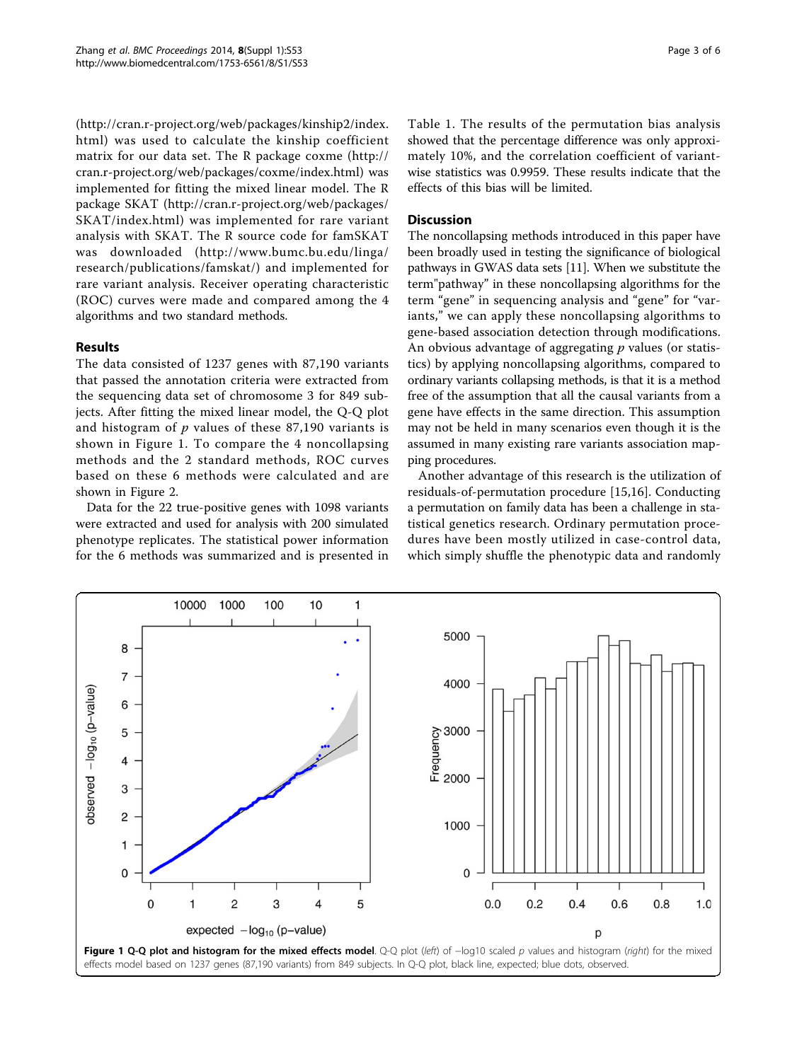(http://cran.r-project.org/web/packages/kinship2/index.html) was used to calculate the kinship coefficient matrix for our data set. The R package coxme (http://cran.r-project.org/web/packages/coxme/index.html) was implemented for fitting the mixed linear model. The R package SKAT (http://cran.r-project.org/web/packages/SKAT/index.html) was implemented for rare variant analysis with SKAT. The R source code for famSKAT was downloaded (http://www.bumc.bu.edu/linga/research/publications/famskat/) and implemented for rare variant analysis. Receiver operating characteristic (ROC) curves were made and compared among the 4 algorithms and two standard methods.

## Results

The data consisted of 1237 genes with 87,190 variants that passed the annotation criteria were extracted from the sequencing data set of chromosome 3 for 849 subjects. After fitting the mixed linear model, the Q-Q plot and histogram of $p$ values of these 87,190 variants is shown in Figure 1. To compare the 4 noncollapsing methods and the 2 standard methods, ROC curves based on these 6 methods were calculated and are shown in Figure 2.

Data for the 22 true-positive genes with 1098 variants were extracted and used for analysis with 200 simulated phenotype replicates. The statistical power information for the 6 methods was summarized and is presented in Table 1. The results of the permutation bias analysis showed that the percentage difference was only approximately 10%, and the correlation coefficient of variant-wise statistics was 0.9959. These results indicate that the effects of this bias will be limited.

## Discussion

The noncollapsing methods introduced in this paper have been broadly used in testing the significance of biological pathways in GWAS data sets [11]. When we substitute the term"pathway" in these noncollapsing algorithms for the term "gene" in sequencing analysis and "gene" for "variants," we can apply these noncollapsing algorithms to gene-based association detection through modifications. An obvious advantage of aggregating $p$ values (or statistics) by applying noncollapsing algorithms, compared to ordinary variants collapsing methods, is that it is a method free of the assumption that all the causal variants from a gene have effects in the same direction. This assumption may not be held in many scenarios even though it is the assumed in many existing rare variants association mapping procedures.

Another advantage of this research is the utilization of residuals-of-permutation procedure [15,16]. Conducting a permutation on family data has been a challenge in statistical genetics research. Ordinary permutation procedures have been mostly utilized in case-control data, which simply shuffle the phenotypic data and randomly

**Figure 1 Q-Q plot and histogram for the mixed effects model.** Q-Q plot (*left*) of −log10 scaled $p$ values and histogram (*right*) for the mixed effects model based on 1237 genes (87,190 variants) from 849 subjects. In Q-Q plot, black line, expected; blue dots, observed.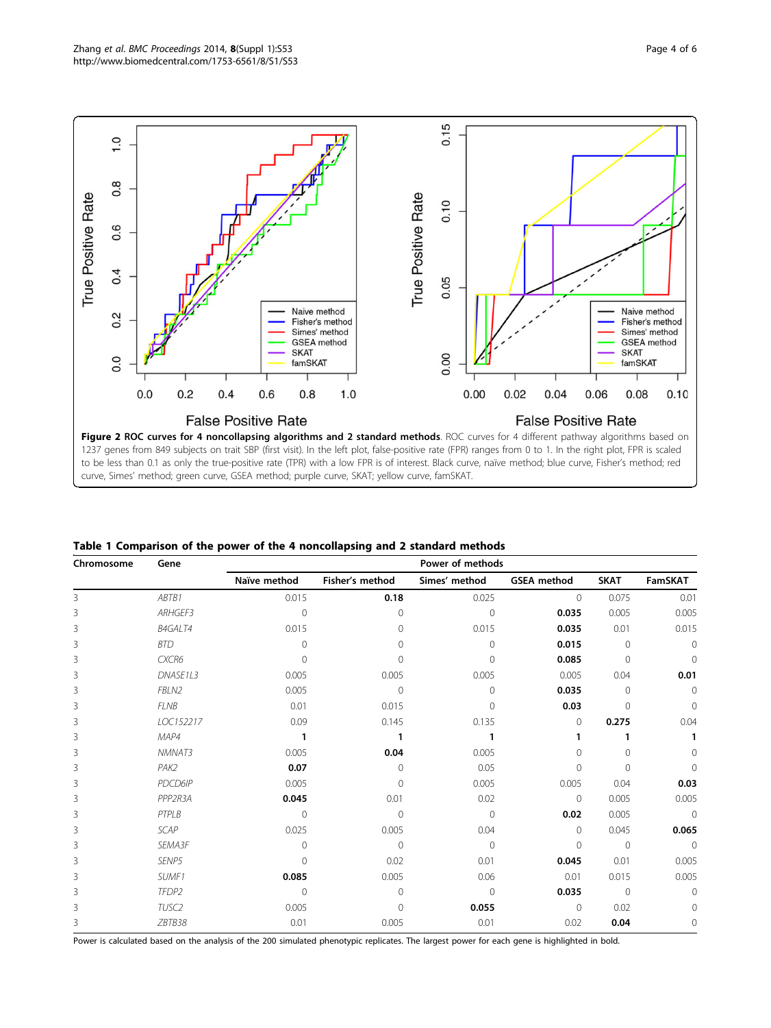**Figure 2 ROC curves for 4 noncollapsing algorithms and 2 standard methods**. ROC curves for 4 different pathway algorithms based on 1237 genes from 849 subjects on trait SBP (first visit). In the left plot, false-positive rate (FPR) ranges from 0 to 1. In the right plot, FPR is scaled to be less than 0.1 as only the true-positive rate (TPR) with a low FPR is of interest. Black curve, naïve method; blue curve, Fisher's method; red curve, Simes' method; green curve, GSEA method; purple curve, SKAT; yellow curve, famSKAT.

**Table 1 Comparison of the power of the 4 noncollapsing and 2 standard methods**

| Chromosome | Gene | Power of methods | | | | | |
|---|---|---|---|---|---|---|---|
| | | Naïve method | Fisher's method | Simes' method | GSEA method | SKAT | FamSKAT |
| 3 | *ABTB1* | 0.015 | **0.18** | 0.025 | 0 | 0.075 | 0.01 |
| 3 | *ARHGEF3* | 0 | 0 | 0 | **0.035** | 0.005 | 0.005 |
| 3 | *B4GALT4* | 0.015 | 0 | 0.015 | **0.035** | 0.01 | 0.015 |
| 3 | *BTD* | 0 | 0 | 0 | **0.015** | 0 | 0 |
| 3 | *CXCR6* | 0 | 0 | 0 | **0.085** | 0 | 0 |
| 3 | *DNASE1L3* | 0.005 | 0.005 | 0.005 | 0.005 | 0.04 | **0.01** |
| 3 | *FBLN2* | 0.005 | 0 | 0 | **0.035** | 0 | 0 |
| 3 | *FLNB* | 0.01 | 0.015 | 0 | **0.03** | 0 | 0 |
| 3 | *LOC152217* | 0.09 | 0.145 | 0.135 | 0 | **0.275** | 0.04 |
| 3 | *MAP4* | **1** | **1** | **1** | **1** | **1** | **1** |
| 3 | *NMNAT3* | 0.005 | **0.04** | 0.005 | 0 | 0 | 0 |
| 3 | *PAK2* | **0.07** | 0 | 0.05 | 0 | 0 | 0 |
| 3 | *PDCD6IP* | 0.005 | 0 | 0.005 | 0.005 | 0.04 | **0.03** |
| 3 | *PPP2R3A* | **0.045** | 0.01 | 0.02 | 0 | 0.005 | 0.005 |
| 3 | *PTPLB* | 0 | 0 | 0 | **0.02** | 0.005 | 0 |
| 3 | *SCAP* | 0.025 | 0.005 | 0.04 | 0 | 0.045 | **0.065** |
| 3 | *SEMA3F* | 0 | 0 | 0 | 0 | 0 | 0 |
| 3 | *SENP5* | 0 | 0.02 | 0.01 | **0.045** | 0.01 | 0.005 |
| 3 | *SUMF1* | **0.085** | 0.005 | 0.06 | 0.01 | 0.015 | 0.005 |
| 3 | *TFDP2* | 0 | 0 | 0 | **0.035** | 0 | 0 |
| 3 | *TUSC2* | 0.005 | 0 | **0.055** | 0 | 0.02 | 0 |
| 3 | *ZBTB38* | 0.01 | 0.005 | 0.01 | 0.02 | **0.04** | 0 |

Power is calculated based on the analysis of the 200 simulated phenotypic replicates. The largest power for each gene is highlighted in bold.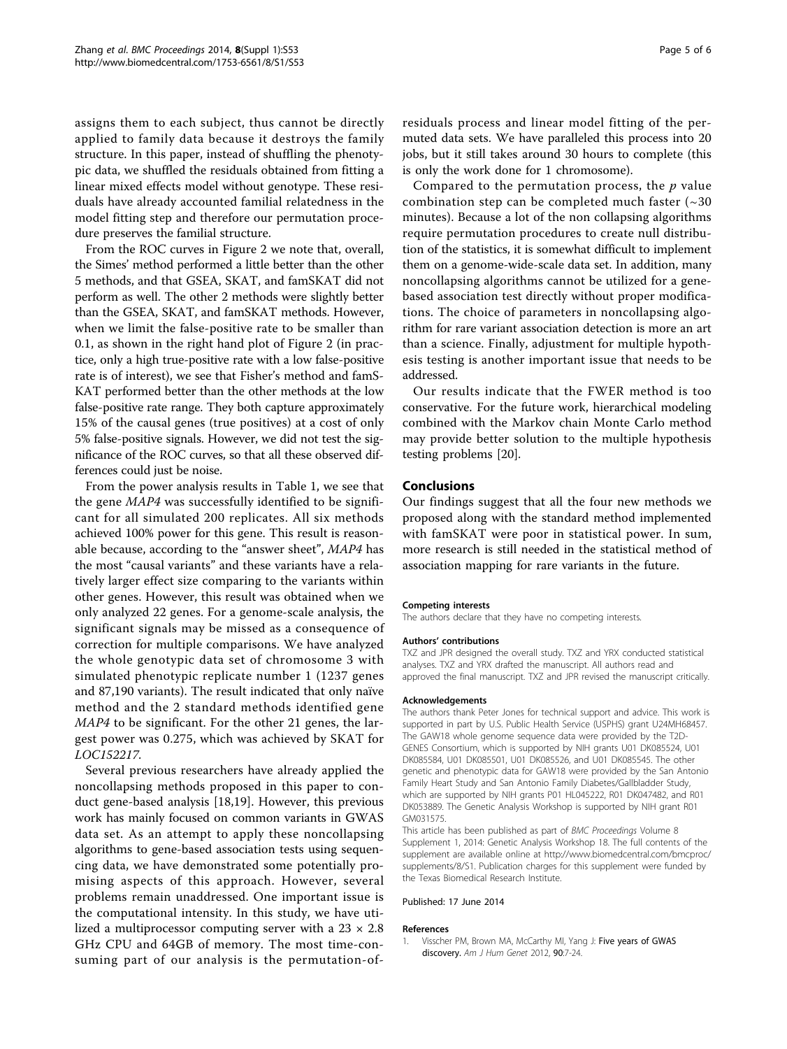assigns them to each subject, thus cannot be directly applied to family data because it destroys the family structure. In this paper, instead of shuffling the phenotypic data, we shuffled the residuals obtained from fitting a linear mixed effects model without genotype. These residuals have already accounted familial relatedness in the model fitting step and therefore our permutation procedure preserves the familial structure.

From the ROC curves in Figure 2 we note that, overall, the Simes' method performed a little better than the other 5 methods, and that GSEA, SKAT, and famSKAT did not perform as well. The other 2 methods were slightly better than the GSEA, SKAT, and famSKAT methods. However, when we limit the false-positive rate to be smaller than 0.1, as shown in the right hand plot of Figure 2 (in practice, only a high true-positive rate with a low false-positive rate is of interest), we see that Fisher's method and famSKAT performed better than the other methods at the low false-positive rate range. They both capture approximately 15% of the causal genes (true positives) at a cost of only 5% false-positive signals. However, we did not test the significance of the ROC curves, so that all these observed differences could just be noise.

From the power analysis results in Table 1, we see that the gene *MAP4* was successfully identified to be significant for all simulated 200 replicates. All six methods achieved 100% power for this gene. This result is reasonable because, according to the "answer sheet", *MAP4* has the most "causal variants" and these variants have a relatively larger effect size comparing to the variants within other genes. However, this result was obtained when we only analyzed 22 genes. For a genome-scale analysis, the significant signals may be missed as a consequence of correction for multiple comparisons. We have analyzed the whole genotypic data set of chromosome 3 with simulated phenotypic replicate number 1 (1237 genes and 87,190 variants). The result indicated that only naïve method and the 2 standard methods identified gene *MAP4* to be significant. For the other 21 genes, the largest power was 0.275, which was achieved by SKAT for *LOC152217*.

Several previous researchers have already applied the noncollapsing methods proposed in this paper to conduct gene-based analysis [18,19]. However, this previous work has mainly focused on common variants in GWAS data set. As an attempt to apply these noncollapsing algorithms to gene-based association tests using sequencing data, we have demonstrated some potentially promising aspects of this approach. However, several problems remain unaddressed. One important issue is the computational intensity. In this study, we have utilized a multiprocessor computing server with a $23 \times 2.8$ GHz CPU and 64GB of memory. The most time-consuming part of our analysis is the permutation-of-residuals process and linear model fitting of the permuted data sets. We have paralleled this process into 20 jobs, but it still takes around 30 hours to complete (this is only the work done for 1 chromosome).

Compared to the permutation process, the $p$ value combination step can be completed much faster (~30 minutes). Because a lot of the non collapsing algorithms require permutation procedures to create null distribution of the statistics, it is somewhat difficult to implement them on a genome-wide-scale data set. In addition, many noncollapsing algorithms cannot be utilized for a gene-based association test directly without proper modifications. The choice of parameters in noncollapsing algorithm for rare variant association detection is more an art than a science. Finally, adjustment for multiple hypothesis testing is another important issue that needs to be addressed.

Our results indicate that the FWER method is too conservative. For the future work, hierarchical modeling combined with the Markov chain Monte Carlo method may provide better solution to the multiple hypothesis testing problems [20].

## Conclusions

Our findings suggest that all the four new methods we proposed along with the standard method implemented with famSKAT were poor in statistical power. In sum, more research is still needed in the statistical method of association mapping for rare variants in the future.

#### Competing interests

The authors declare that they have no competing interests.

#### Authors' contributions

TXZ and JPR designed the overall study. TXZ and YRX conducted statistical analyses. TXZ and YRX drafted the manuscript. All authors read and approved the final manuscript. TXZ and JPR revised the manuscript critically.

#### Acknowledgements

The authors thank Peter Jones for technical support and advice. This work is supported in part by U.S. Public Health Service (USPHS) grant U24MH68457. The GAW18 whole genome sequence data were provided by the T2D-GENES Consortium, which is supported by NIH grants U01 DK085524, U01 DK085584, U01 DK085501, U01 DK085526, and U01 DK085545. The other genetic and phenotypic data for GAW18 were provided by the San Antonio Family Heart Study and San Antonio Family Diabetes/Gallbladder Study, which are supported by NIH grants P01 HL045222, R01 DK047482, and R01 DK053889. The Genetic Analysis Workshop is supported by NIH grant R01 GM031575.

This article has been published as part of *BMC Proceedings* Volume 8 Supplement 1, 2014: Genetic Analysis Workshop 18. The full contents of the supplement are available online at http://www.biomedcentral.com/bmcproc/supplements/8/S1. Publication charges for this supplement were funded by the Texas Biomedical Research Institute.

Published: 17 June 2014

#### References

1. Visscher PM, Brown MA, McCarthy MI, Yang J: **Five years of GWAS discovery.** *Am J Hum Genet* 2012, **90**:7-24.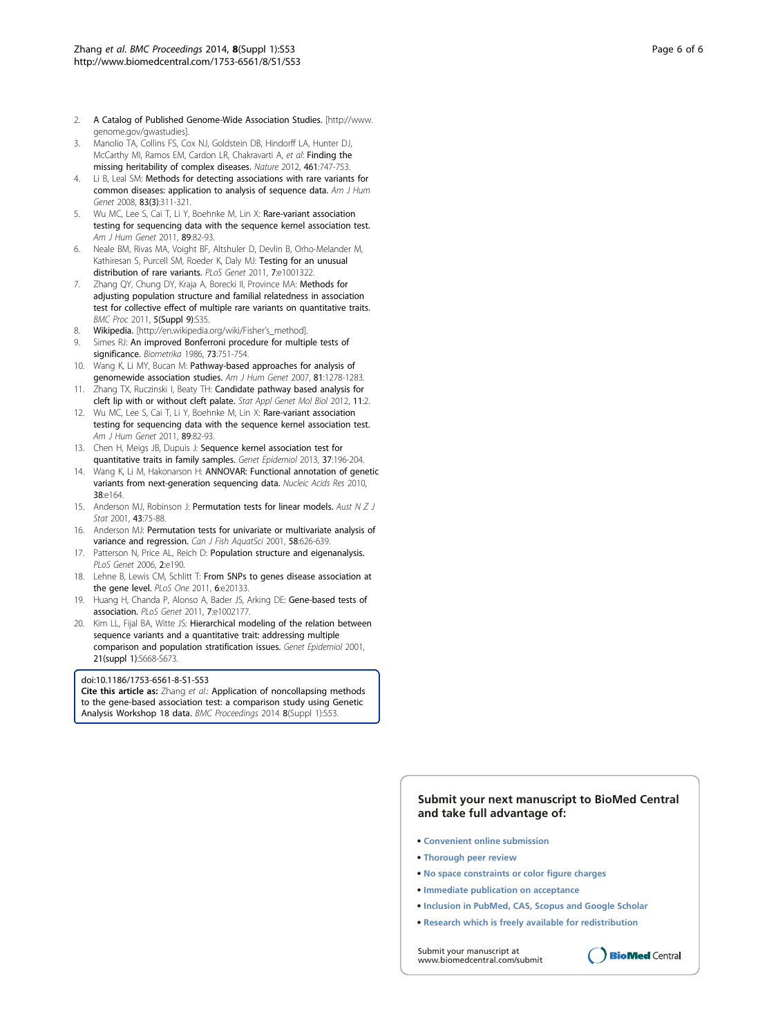2. A Catalog of Published Genome-Wide Association Studies. [http://www.genome.gov/gwastudies].
3. Manolio TA, Collins FS, Cox NJ, Goldstein DB, Hindorff LA, Hunter DJ, McCarthy MI, Ramos EM, Cardon LR, Chakravarti A, *et al*: **Finding the missing heritability of complex diseases.** *Nature* 2012, **461**:747-753.
4. Li B, Leal SM: **Methods for detecting associations with rare variants for common diseases: application to analysis of sequence data.** *Am J Hum Genet* 2008, **83(3)**:311-321.
5. Wu MC, Lee S, Cai T, Li Y, Boehnke M, Lin X: **Rare-variant association testing for sequencing data with the sequence kernel association test.** *Am J Hum Genet* 2011, **89**:82-93.
6. Neale BM, Rivas MA, Voight BF, Altshuler D, Devlin B, Orho-Melander M, Kathiresan S, Purcell SM, Roeder K, Daly MJ: **Testing for an unusual distribution of rare variants.** *PLoS Genet* 2011, **7**:e1001322.
7. Zhang QY, Chung DY, Kraja A, Borecki II, Province MA: **Methods for adjusting population structure and familial relatedness in association test for collective effect of multiple rare variants on quantitative traits.** *BMC Proc* 2011, **5(Suppl 9)**:S35.
8. Wikipedia. [http://en.wikipedia.org/wiki/Fisher's_method].
9. Simes RJ: **An improved Bonferroni procedure for multiple tests of significance.** *Biometrika* 1986, **73**:751-754.
10. Wang K, Li MY, Bucan M: **Pathway-based approaches for analysis of genomewide association studies.** *Am J Hum Genet* 2007, **81**:1278-1283.
11. Zhang TX, Ruczinski I, Beaty TH: **Candidate pathway based analysis for cleft lip with or without cleft palate.** *Stat Appl Genet Mol Biol* 2012, **11**:2.
12. Wu MC, Lee S, Cai T, Li Y, Boehnke M, Lin X: **Rare-variant association testing for sequencing data with the sequence kernel association test.** *Am J Hum Genet* 2011, **89**:82-93.
13. Chen H, Meigs JB, Dupuis J: **Sequence kernel association test for quantitative traits in family samples.** *Genet Epidemiol* 2013, **37**:196-204.
14. Wang K, Li M, Hakonarson H: **ANNOVAR: Functional annotation of genetic variants from next-generation sequencing data.** *Nucleic Acids Res* 2010, **38**:e164.
15. Anderson MJ, Robinson J: **Permutation tests for linear models.** *Aust N Z J Stat* 2001, **43**:75-88.
16. Anderson MJ: **Permutation tests for univariate or multivariate analysis of variance and regression.** *Can J Fish AquatSci* 2001, **58**:626-639.
17. Patterson N, Price AL, Reich D: **Population structure and eigenanalysis.** *PLoS Genet* 2006, **2**:e190.
18. Lehne B, Lewis CM, Schlitt T: **From SNPs to genes disease association at the gene level.** *PLoS One* 2011, **6**:e20133.
19. Huang H, Chanda P, Alonso A, Bader JS, Arking DE: **Gene-based tests of association.** *PLoS Genet* 2011, **7**:e1002177.
20. Kim LL, Fijal BA, Witte JS: **Hierarchical modeling of the relation between sequence variants and a quantitative trait: addressing multiple comparison and population stratification issues.** *Genet Epidemiol* 2001, **21(suppl 1)**:S668-S673.

doi:10.1186/1753-6561-8-S1-S53

**Cite this article as:** Zhang *et al.*: Application of noncollapsing methods to the gene-based association test: a comparison study using Genetic Analysis Workshop 18 data. *BMC Proceedings* 2014 **8**(Suppl 1):S53.

**Submit your next manuscript to BioMed Central and take full advantage of:**

- **Convenient online submission**
- **Thorough peer review**
- **No space constraints or color figure charges**
- **Immediate publication on acceptance**
- **Inclusion in PubMed, CAS, Scopus and Google Scholar**
- **Research which is freely available for redistribution**

Submit your manuscript at
www.biomedcentral.com/submit

BioMed Central